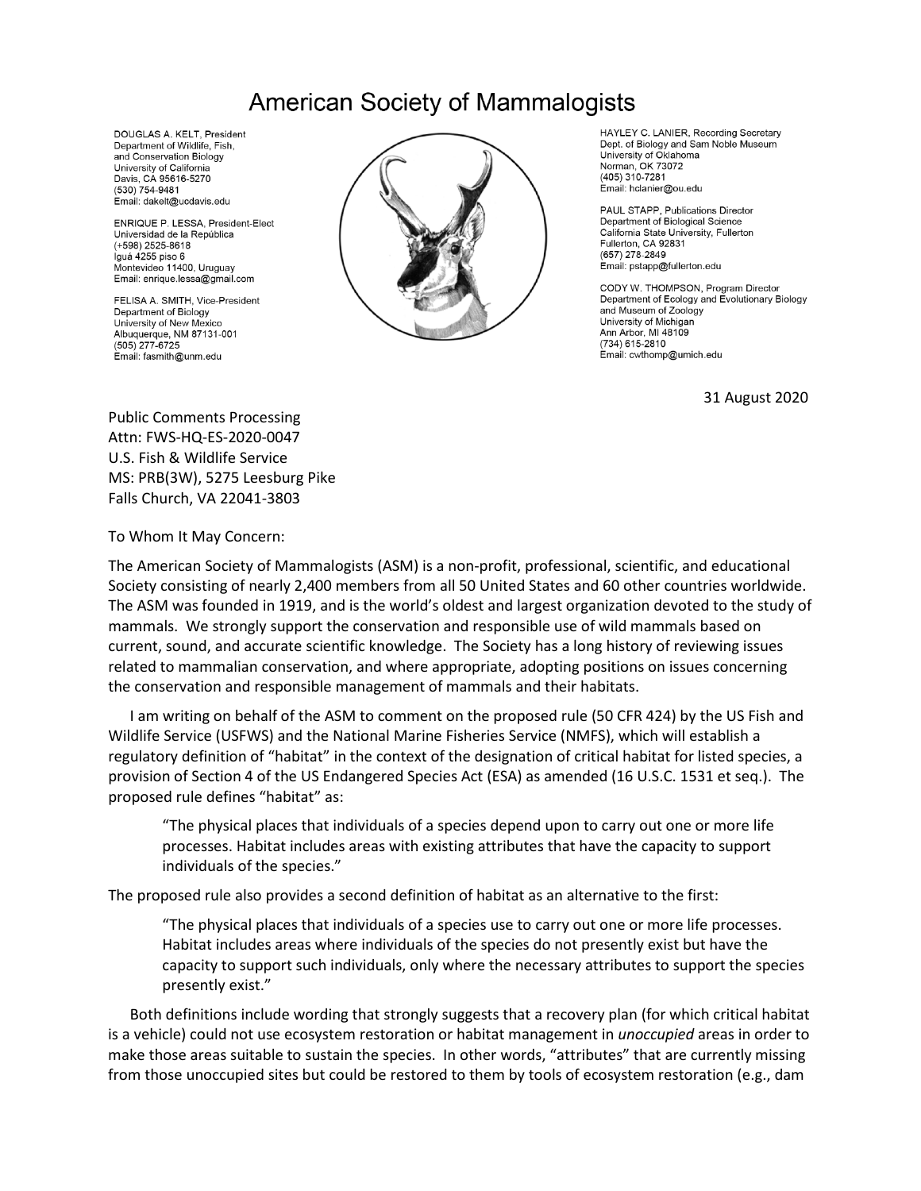# American Society of Mammalogists

DOUGLAS A. KELT, President
Department of Wildlife, Fish, and Conservation Biology
University of California
Davis, CA 95616-5270
(530) 754-9481
Email: dakelt@ucdavis.edu

ENRIQUE P. LESSA, President-Elect
Universidad de la República
(+598) 2525-8618
Iguá 4255 piso 6
Montevideo 11400, Uruguay
Email: enrique.lessa@gmail.com

FELISA A. SMITH, Vice-President
Department of Biology
University of New Mexico
Albuquerque, NM 87131-001
(505) 277-6725
Email: fasmith@unm.edu

HAYLEY C. LANIER, Recording Secretary
Dept. of Biology and Sam Noble Museum
University of Oklahoma
Norman, OK 73072
(405) 310-7281
Email: hclanier@ou.edu

PAUL STAPP, Publications Director
Department of Biological Science
California State University, Fullerton
Fullerton, CA 92831
(657) 278-2849
Email: pstapp@fullerton.edu

CODY W. THOMPSON, Program Director
Department of Ecology and Evolutionary Biology and Museum of Zoology
University of Michigan
Ann Arbor, MI 48109
(734) 615-2810
Email: cwthomp@umich.edu

31 August 2020

Public Comments Processing
Attn: FWS-HQ-ES-2020-0047
U.S. Fish & Wildlife Service
MS: PRB(3W), 5275 Leesburg Pike
Falls Church, VA 22041-3803

To Whom It May Concern:

The American Society of Mammalogists (ASM) is a non-profit, professional, scientific, and educational Society consisting of nearly 2,400 members from all 50 United States and 60 other countries worldwide. The ASM was founded in 1919, and is the world's oldest and largest organization devoted to the study of mammals. We strongly support the conservation and responsible use of wild mammals based on current, sound, and accurate scientific knowledge. The Society has a long history of reviewing issues related to mammalian conservation, and where appropriate, adopting positions on issues concerning the conservation and responsible management of mammals and their habitats.

I am writing on behalf of the ASM to comment on the proposed rule (50 CFR 424) by the US Fish and Wildlife Service (USFWS) and the National Marine Fisheries Service (NMFS), which will establish a regulatory definition of "habitat" in the context of the designation of critical habitat for listed species, a provision of Section 4 of the US Endangered Species Act (ESA) as amended (16 U.S.C. 1531 et seq.). The proposed rule defines "habitat" as:

> "The physical places that individuals of a species depend upon to carry out one or more life processes. Habitat includes areas with existing attributes that have the capacity to support individuals of the species."

The proposed rule also provides a second definition of habitat as an alternative to the first:

> "The physical places that individuals of a species use to carry out one or more life processes. Habitat includes areas where individuals of the species do not presently exist but have the capacity to support such individuals, only where the necessary attributes to support the species presently exist."

Both definitions include wording that strongly suggests that a recovery plan (for which critical habitat is a vehicle) could not use ecosystem restoration or habitat management in *unoccupied* areas in order to make those areas suitable to sustain the species. In other words, "attributes" that are currently missing from those unoccupied sites but could be restored to them by tools of ecosystem restoration (e.g., dam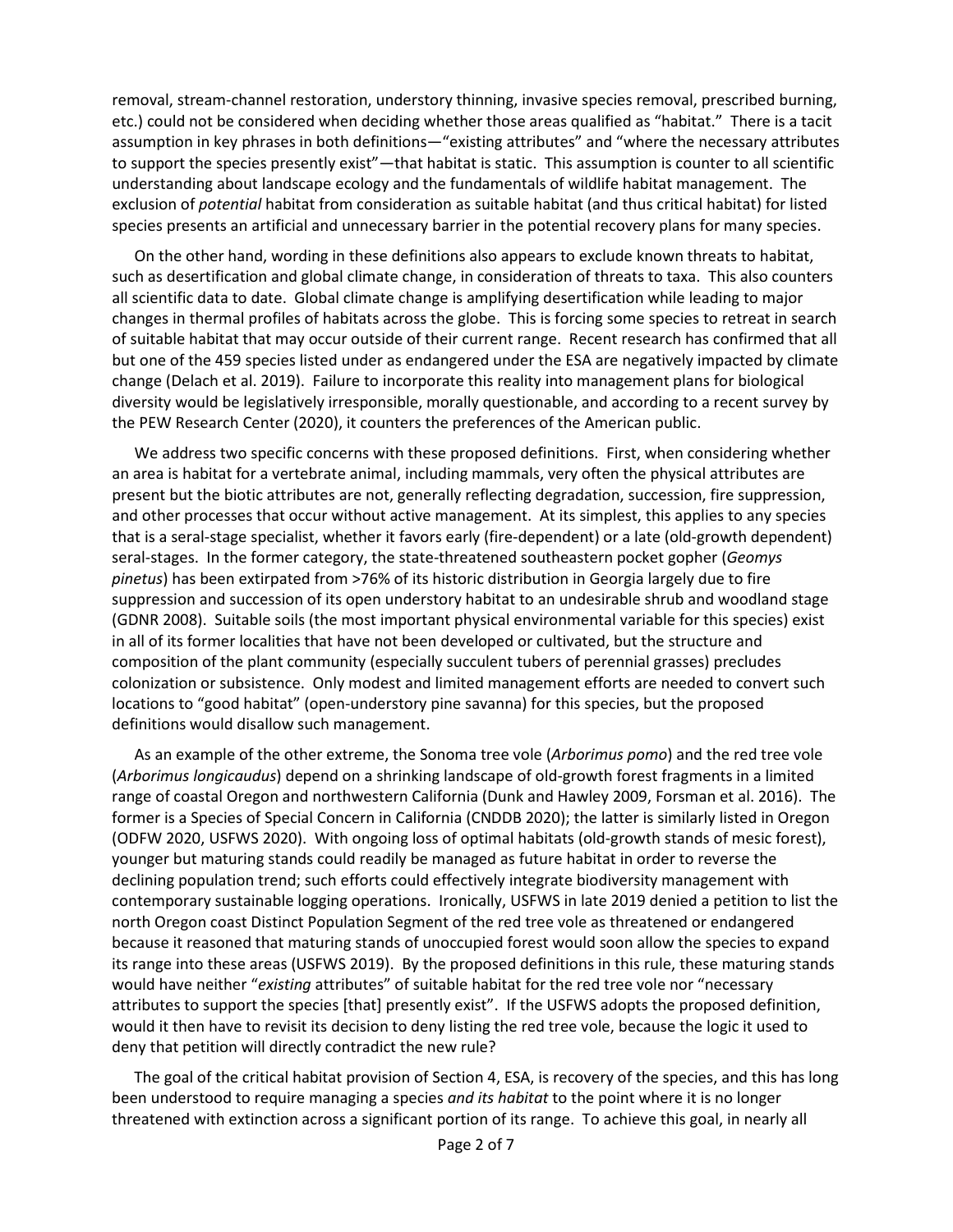removal, stream-channel restoration, understory thinning, invasive species removal, prescribed burning, etc.) could not be considered when deciding whether those areas qualified as "habitat." There is a tacit assumption in key phrases in both definitions—"existing attributes" and "where the necessary attributes to support the species presently exist"—that habitat is static. This assumption is counter to all scientific understanding about landscape ecology and the fundamentals of wildlife habitat management. The exclusion of *potential* habitat from consideration as suitable habitat (and thus critical habitat) for listed species presents an artificial and unnecessary barrier in the potential recovery plans for many species.

On the other hand, wording in these definitions also appears to exclude known threats to habitat, such as desertification and global climate change, in consideration of threats to taxa. This also counters all scientific data to date. Global climate change is amplifying desertification while leading to major changes in thermal profiles of habitats across the globe. This is forcing some species to retreat in search of suitable habitat that may occur outside of their current range. Recent research has confirmed that all but one of the 459 species listed under as endangered under the ESA are negatively impacted by climate change (Delach et al. 2019). Failure to incorporate this reality into management plans for biological diversity would be legislatively irresponsible, morally questionable, and according to a recent survey by the PEW Research Center (2020), it counters the preferences of the American public.

We address two specific concerns with these proposed definitions. First, when considering whether an area is habitat for a vertebrate animal, including mammals, very often the physical attributes are present but the biotic attributes are not, generally reflecting degradation, succession, fire suppression, and other processes that occur without active management. At its simplest, this applies to any species that is a seral-stage specialist, whether it favors early (fire-dependent) or a late (old-growth dependent) seral-stages. In the former category, the state-threatened southeastern pocket gopher (*Geomys pinetus*) has been extirpated from >76% of its historic distribution in Georgia largely due to fire suppression and succession of its open understory habitat to an undesirable shrub and woodland stage (GDNR 2008). Suitable soils (the most important physical environmental variable for this species) exist in all of its former localities that have not been developed or cultivated, but the structure and composition of the plant community (especially succulent tubers of perennial grasses) precludes colonization or subsistence. Only modest and limited management efforts are needed to convert such locations to "good habitat" (open-understory pine savanna) for this species, but the proposed definitions would disallow such management.

As an example of the other extreme, the Sonoma tree vole (*Arborimus pomo*) and the red tree vole (*Arborimus longicaudus*) depend on a shrinking landscape of old-growth forest fragments in a limited range of coastal Oregon and northwestern California (Dunk and Hawley 2009, Forsman et al. 2016). The former is a Species of Special Concern in California (CNDDB 2020); the latter is similarly listed in Oregon (ODFW 2020, USFWS 2020). With ongoing loss of optimal habitats (old-growth stands of mesic forest), younger but maturing stands could readily be managed as future habitat in order to reverse the declining population trend; such efforts could effectively integrate biodiversity management with contemporary sustainable logging operations. Ironically, USFWS in late 2019 denied a petition to list the north Oregon coast Distinct Population Segment of the red tree vole as threatened or endangered because it reasoned that maturing stands of unoccupied forest would soon allow the species to expand its range into these areas (USFWS 2019). By the proposed definitions in this rule, these maturing stands would have neither "*existing* attributes" of suitable habitat for the red tree vole nor "necessary attributes to support the species [that] presently exist". If the USFWS adopts the proposed definition, would it then have to revisit its decision to deny listing the red tree vole, because the logic it used to deny that petition will directly contradict the new rule?

The goal of the critical habitat provision of Section 4, ESA, is recovery of the species, and this has long been understood to require managing a species *and its habitat* to the point where it is no longer threatened with extinction across a significant portion of its range. To achieve this goal, in nearly all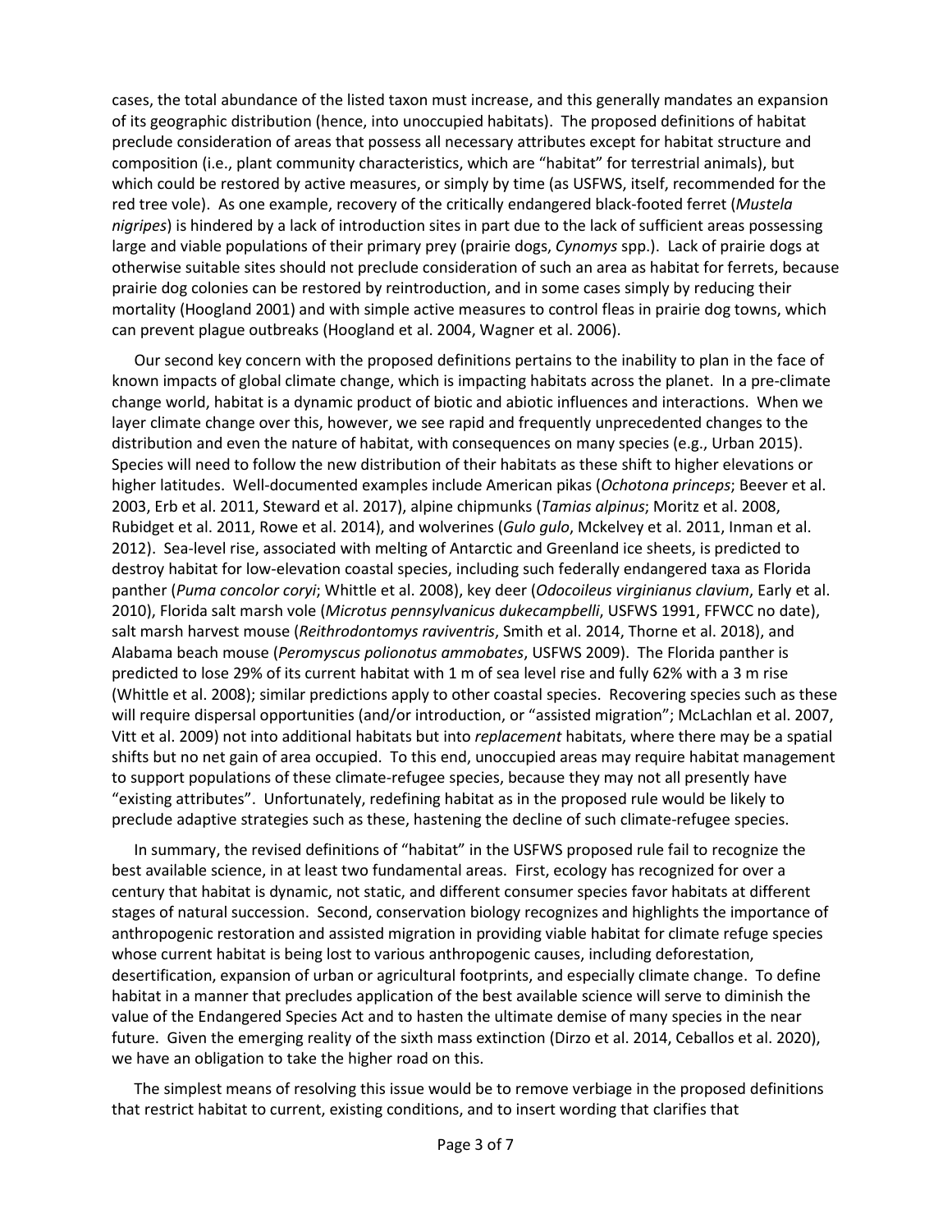cases, the total abundance of the listed taxon must increase, and this generally mandates an expansion of its geographic distribution (hence, into unoccupied habitats). The proposed definitions of habitat preclude consideration of areas that possess all necessary attributes except for habitat structure and composition (i.e., plant community characteristics, which are "habitat" for terrestrial animals), but which could be restored by active measures, or simply by time (as USFWS, itself, recommended for the red tree vole). As one example, recovery of the critically endangered black-footed ferret (*Mustela nigripes*) is hindered by a lack of introduction sites in part due to the lack of sufficient areas possessing large and viable populations of their primary prey (prairie dogs, *Cynomys* spp.). Lack of prairie dogs at otherwise suitable sites should not preclude consideration of such an area as habitat for ferrets, because prairie dog colonies can be restored by reintroduction, and in some cases simply by reducing their mortality (Hoogland 2001) and with simple active measures to control fleas in prairie dog towns, which can prevent plague outbreaks (Hoogland et al. 2004, Wagner et al. 2006).

Our second key concern with the proposed definitions pertains to the inability to plan in the face of known impacts of global climate change, which is impacting habitats across the planet. In a pre-climate change world, habitat is a dynamic product of biotic and abiotic influences and interactions. When we layer climate change over this, however, we see rapid and frequently unprecedented changes to the distribution and even the nature of habitat, with consequences on many species (e.g., Urban 2015). Species will need to follow the new distribution of their habitats as these shift to higher elevations or higher latitudes. Well-documented examples include American pikas (*Ochotona princeps*; Beever et al. 2003, Erb et al. 2011, Steward et al. 2017), alpine chipmunks (*Tamias alpinus*; Moritz et al. 2008, Rubidget et al. 2011, Rowe et al. 2014), and wolverines (*Gulo gulo*, Mckelvey et al. 2011, Inman et al. 2012). Sea-level rise, associated with melting of Antarctic and Greenland ice sheets, is predicted to destroy habitat for low-elevation coastal species, including such federally endangered taxa as Florida panther (*Puma concolor coryi*; Whittle et al. 2008), key deer (*Odocoileus virginianus clavium*, Early et al. 2010), Florida salt marsh vole (*Microtus pennsylvanicus dukecampbelli*, USFWS 1991, FFWCC no date), salt marsh harvest mouse (*Reithrodontomys raviventris*, Smith et al. 2014, Thorne et al. 2018), and Alabama beach mouse (*Peromyscus polionotus ammobates*, USFWS 2009). The Florida panther is predicted to lose 29% of its current habitat with 1 m of sea level rise and fully 62% with a 3 m rise (Whittle et al. 2008); similar predictions apply to other coastal species. Recovering species such as these will require dispersal opportunities (and/or introduction, or "assisted migration"; McLachlan et al. 2007, Vitt et al. 2009) not into additional habitats but into *replacement* habitats, where there may be a spatial shifts but no net gain of area occupied. To this end, unoccupied areas may require habitat management to support populations of these climate-refugee species, because they may not all presently have "existing attributes". Unfortunately, redefining habitat as in the proposed rule would be likely to preclude adaptive strategies such as these, hastening the decline of such climate-refugee species.

In summary, the revised definitions of "habitat" in the USFWS proposed rule fail to recognize the best available science, in at least two fundamental areas. First, ecology has recognized for over a century that habitat is dynamic, not static, and different consumer species favor habitats at different stages of natural succession. Second, conservation biology recognizes and highlights the importance of anthropogenic restoration and assisted migration in providing viable habitat for climate refuge species whose current habitat is being lost to various anthropogenic causes, including deforestation, desertification, expansion of urban or agricultural footprints, and especially climate change. To define habitat in a manner that precludes application of the best available science will serve to diminish the value of the Endangered Species Act and to hasten the ultimate demise of many species in the near future. Given the emerging reality of the sixth mass extinction (Dirzo et al. 2014, Ceballos et al. 2020), we have an obligation to take the higher road on this.

The simplest means of resolving this issue would be to remove verbiage in the proposed definitions that restrict habitat to current, existing conditions, and to insert wording that clarifies that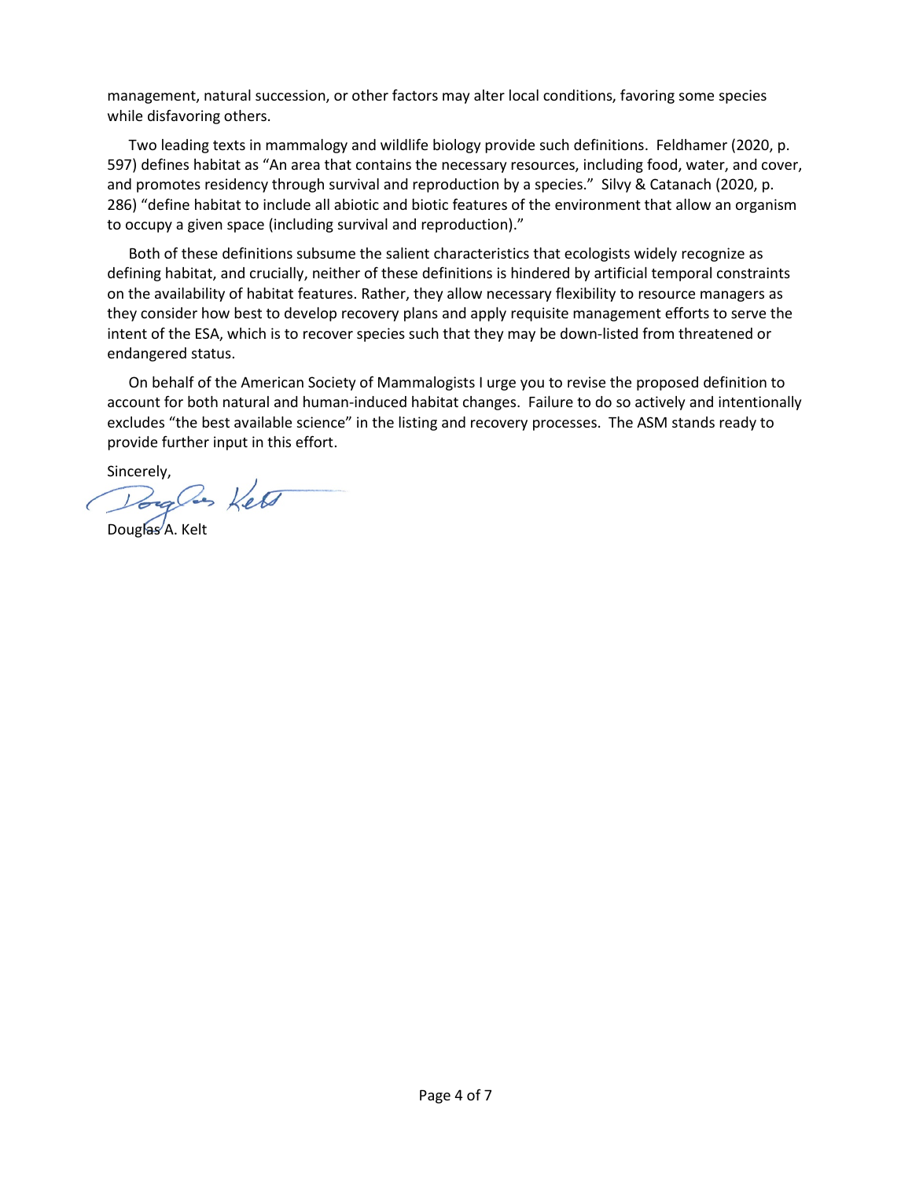management, natural succession, or other factors may alter local conditions, favoring some species while disfavoring others.

Two leading texts in mammalogy and wildlife biology provide such definitions. Feldhamer (2020, p. 597) defines habitat as "An area that contains the necessary resources, including food, water, and cover, and promotes residency through survival and reproduction by a species." Silvy & Catanach (2020, p. 286) "define habitat to include all abiotic and biotic features of the environment that allow an organism to occupy a given space (including survival and reproduction)."

Both of these definitions subsume the salient characteristics that ecologists widely recognize as defining habitat, and crucially, neither of these definitions is hindered by artificial temporal constraints on the availability of habitat features. Rather, they allow necessary flexibility to resource managers as they consider how best to develop recovery plans and apply requisite management efforts to serve the intent of the ESA, which is to recover species such that they may be down-listed from threatened or endangered status.

On behalf of the American Society of Mammalogists I urge you to revise the proposed definition to account for both natural and human-induced habitat changes. Failure to do so actively and intentionally excludes "the best available science" in the listing and recovery processes. The ASM stands ready to provide further input in this effort.

Sincerely,

Douglas A. Kelt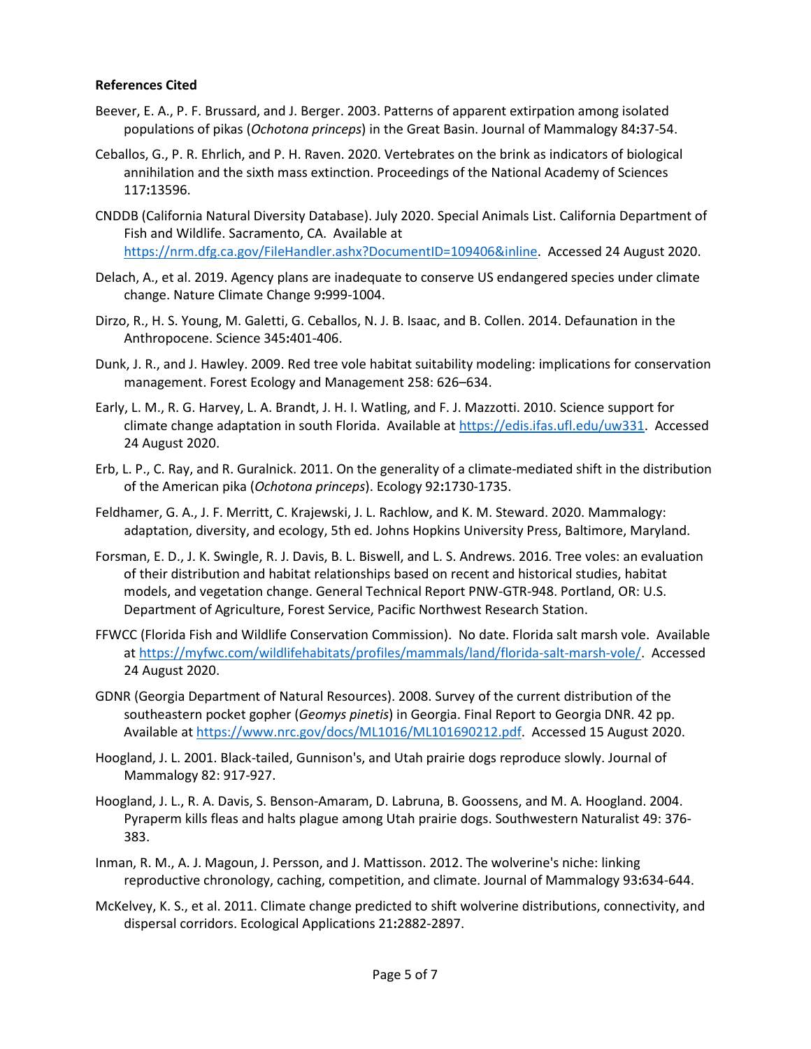**References Cited**

Beever, E. A., P. F. Brussard, and J. Berger. 2003. Patterns of apparent extirpation among isolated populations of pikas (*Ochotona princeps*) in the Great Basin. Journal of Mammalogy 84**:**37-54.

Ceballos, G., P. R. Ehrlich, and P. H. Raven. 2020. Vertebrates on the brink as indicators of biological annihilation and the sixth mass extinction. Proceedings of the National Academy of Sciences 117**:**13596.

CNDDB (California Natural Diversity Database). July 2020. Special Animals List. California Department of Fish and Wildlife. Sacramento, CA. Available at https://nrm.dfg.ca.gov/FileHandler.ashx?DocumentID=109406&inline. Accessed 24 August 2020.

Delach, A., et al. 2019. Agency plans are inadequate to conserve US endangered species under climate change. Nature Climate Change 9**:**999-1004.

Dirzo, R., H. S. Young, M. Galetti, G. Ceballos, N. J. B. Isaac, and B. Collen. 2014. Defaunation in the Anthropocene. Science 345**:**401-406.

Dunk, J. R., and J. Hawley. 2009. Red tree vole habitat suitability modeling: implications for conservation management. Forest Ecology and Management 258: 626–634.

Early, L. M., R. G. Harvey, L. A. Brandt, J. H. I. Watling, and F. J. Mazzotti. 2010. Science support for climate change adaptation in south Florida. Available at https://edis.ifas.ufl.edu/uw331. Accessed 24 August 2020.

Erb, L. P., C. Ray, and R. Guralnick. 2011. On the generality of a climate-mediated shift in the distribution of the American pika (*Ochotona princeps*). Ecology 92**:**1730-1735.

Feldhamer, G. A., J. F. Merritt, C. Krajewski, J. L. Rachlow, and K. M. Steward. 2020. Mammalogy: adaptation, diversity, and ecology, 5th ed. Johns Hopkins University Press, Baltimore, Maryland.

Forsman, E. D., J. K. Swingle, R. J. Davis, B. L. Biswell, and L. S. Andrews. 2016. Tree voles: an evaluation of their distribution and habitat relationships based on recent and historical studies, habitat models, and vegetation change. General Technical Report PNW-GTR-948. Portland, OR: U.S. Department of Agriculture, Forest Service, Pacific Northwest Research Station.

FFWCC (Florida Fish and Wildlife Conservation Commission). No date. Florida salt marsh vole. Available at https://myfwc.com/wildlifehabitats/profiles/mammals/land/florida-salt-marsh-vole/. Accessed 24 August 2020.

GDNR (Georgia Department of Natural Resources). 2008. Survey of the current distribution of the southeastern pocket gopher (*Geomys pinetis*) in Georgia. Final Report to Georgia DNR. 42 pp. Available at https://www.nrc.gov/docs/ML1016/ML101690212.pdf. Accessed 15 August 2020.

Hoogland, J. L. 2001. Black-tailed, Gunnison's, and Utah prairie dogs reproduce slowly. Journal of Mammalogy 82: 917-927.

Hoogland, J. L., R. A. Davis, S. Benson-Amaram, D. Labruna, B. Goossens, and M. A. Hoogland. 2004. Pyraperm kills fleas and halts plague among Utah prairie dogs. Southwestern Naturalist 49: 376-383.

Inman, R. M., A. J. Magoun, J. Persson, and J. Mattisson. 2012. The wolverine's niche: linking reproductive chronology, caching, competition, and climate. Journal of Mammalogy 93**:**634-644.

McKelvey, K. S., et al. 2011. Climate change predicted to shift wolverine distributions, connectivity, and dispersal corridors. Ecological Applications 21**:**2882-2897.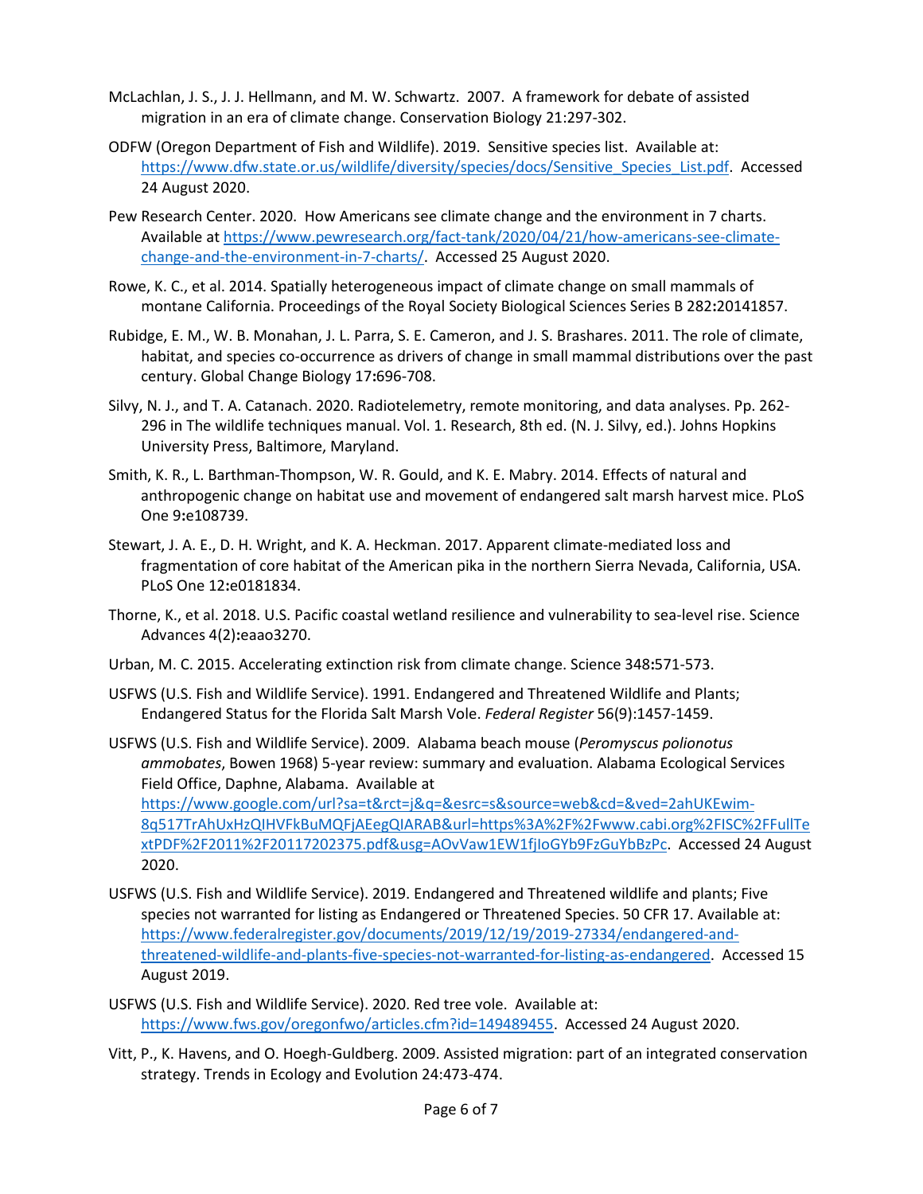McLachlan, J. S., J. J. Hellmann, and M. W. Schwartz. 2007. A framework for debate of assisted migration in an era of climate change. Conservation Biology 21:297-302.

ODFW (Oregon Department of Fish and Wildlife). 2019. Sensitive species list. Available at: https://www.dfw.state.or.us/wildlife/diversity/species/docs/Sensitive_Species_List.pdf. Accessed 24 August 2020.

Pew Research Center. 2020. How Americans see climate change and the environment in 7 charts. Available at https://www.pewresearch.org/fact-tank/2020/04/21/how-americans-see-climate-change-and-the-environment-in-7-charts/. Accessed 25 August 2020.

Rowe, K. C., et al. 2014. Spatially heterogeneous impact of climate change on small mammals of montane California. Proceedings of the Royal Society Biological Sciences Series B 282**:**20141857.

Rubidge, E. M., W. B. Monahan, J. L. Parra, S. E. Cameron, and J. S. Brashares. 2011. The role of climate, habitat, and species co-occurrence as drivers of change in small mammal distributions over the past century. Global Change Biology 17**:**696-708.

Silvy, N. J., and T. A. Catanach. 2020. Radiotelemetry, remote monitoring, and data analyses. Pp. 262-296 in The wildlife techniques manual. Vol. 1. Research, 8th ed. (N. J. Silvy, ed.). Johns Hopkins University Press, Baltimore, Maryland.

Smith, K. R., L. Barthman-Thompson, W. R. Gould, and K. E. Mabry. 2014. Effects of natural and anthropogenic change on habitat use and movement of endangered salt marsh harvest mice. PLoS One 9**:**e108739.

Stewart, J. A. E., D. H. Wright, and K. A. Heckman. 2017. Apparent climate-mediated loss and fragmentation of core habitat of the American pika in the northern Sierra Nevada, California, USA. PLoS One 12**:**e0181834.

Thorne, K., et al. 2018. U.S. Pacific coastal wetland resilience and vulnerability to sea-level rise. Science Advances 4(2)**:**eaao3270.

Urban, M. C. 2015. Accelerating extinction risk from climate change. Science 348**:**571-573.

USFWS (U.S. Fish and Wildlife Service). 1991. Endangered and Threatened Wildlife and Plants; Endangered Status for the Florida Salt Marsh Vole. *Federal Register* 56(9):1457-1459.

USFWS (U.S. Fish and Wildlife Service). 2009. Alabama beach mouse (*Peromyscus polionotus ammobates*, Bowen 1968) 5-year review: summary and evaluation. Alabama Ecological Services Field Office, Daphne, Alabama. Available at https://www.google.com/url?sa=t&rct=j&q=&esrc=s&source=web&cd=&ved=2ahUKEwim-8q517TrAhUxHzQIHVFkBuMQFjAEegQIARAB&url=https%3A%2F%2Fwww.cabi.org%2FISC%2FFullTextPDF%2F2011%2F20117202375.pdf&usg=AOvVaw1EW1fjIoGYb9FzGuYbBzPc. Accessed 24 August 2020.

USFWS (U.S. Fish and Wildlife Service). 2019. Endangered and Threatened wildlife and plants; Five species not warranted for listing as Endangered or Threatened Species. 50 CFR 17. Available at: https://www.federalregister.gov/documents/2019/12/19/2019-27334/endangered-and-threatened-wildlife-and-plants-five-species-not-warranted-for-listing-as-endangered. Accessed 15 August 2019.

USFWS (U.S. Fish and Wildlife Service). 2020. Red tree vole. Available at: https://www.fws.gov/oregonfwo/articles.cfm?id=149489455. Accessed 24 August 2020.

Vitt, P., K. Havens, and O. Hoegh-Guldberg. 2009. Assisted migration: part of an integrated conservation strategy. Trends in Ecology and Evolution 24:473-474.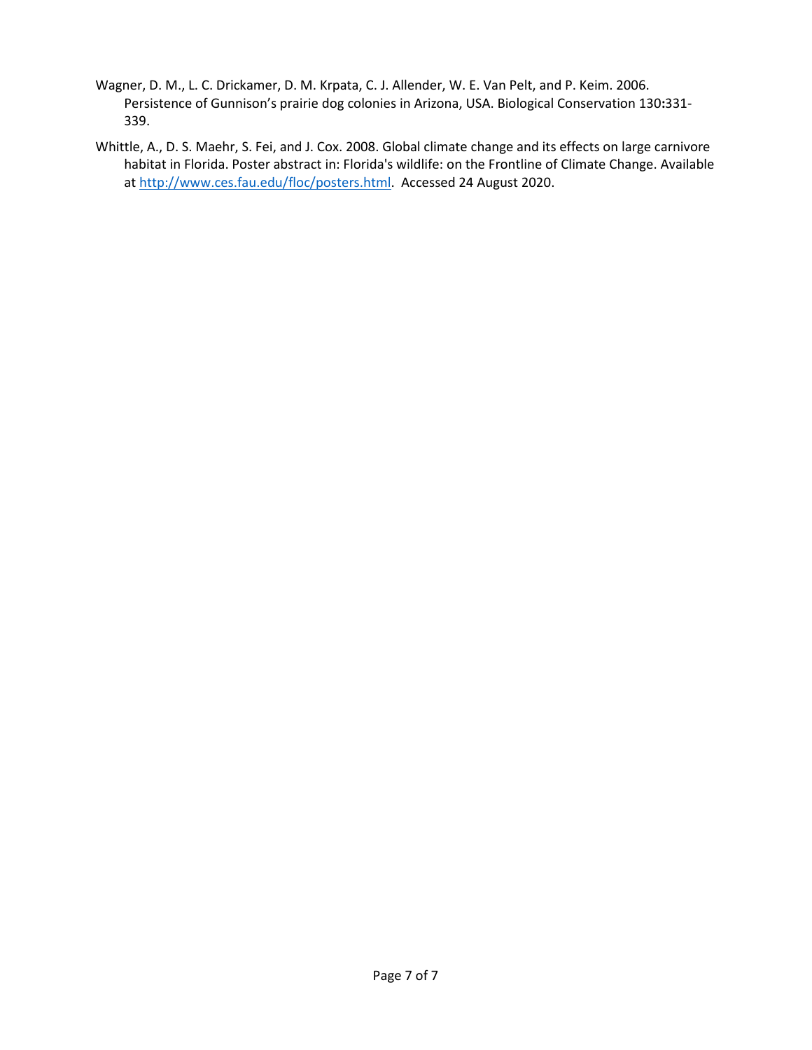Wagner, D. M., L. C. Drickamer, D. M. Krpata, C. J. Allender, W. E. Van Pelt, and P. Keim. 2006. Persistence of Gunnison's prairie dog colonies in Arizona, USA. Biological Conservation 130:331-339.

Whittle, A., D. S. Maehr, S. Fei, and J. Cox. 2008. Global climate change and its effects on large carnivore habitat in Florida. Poster abstract in: Florida's wildlife: on the Frontline of Climate Change. Available at http://www.ces.fau.edu/floc/posters.html. Accessed 24 August 2020.